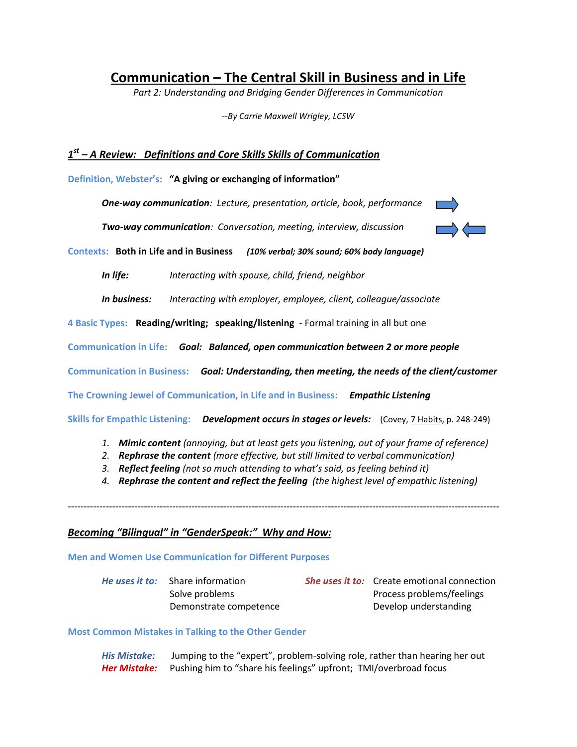# Communication – The Central Skill in Business and in Life

*Part 2: Understanding and Bridging Gender Differences in Communication*

*--By Carrie Maxwell Wrigley, LCSW*

## *1st – A Review: Definitions and Core Skills Skills of Communication*

**Definition, Webster's:** **"A giving or exchanging of information"**

> ***One-way communication**: Lecture, presentation, article, book, performance*
>
> ***Two-way communication**: Conversation, meeting, interview, discussion*

**Contexts:** **Both in Life and in Business** ***(10% verbal; 30% sound; 60% body language)***

> ***In life:*** *Interacting with spouse, child, friend, neighbor*
>
> ***In business:*** *Interacting with employer, employee, client, colleague/associate*

**4 Basic Types:** **Reading/writing; speaking/listening** - Formal training in all but one

**Communication in Life:** ***Goal: Balanced, open communication between 2 or more people***

**Communication in Business:** ***Goal: Understanding, then meeting, the needs of the client/customer***

**The Crowning Jewel of Communication, in Life and in Business:** ***Empathic Listening***

**Skills for Empathic Listening:** ***Development occurs in stages or levels:*** (Covey, 7 Habits, p. 248-249)

1. ***Mimic content*** *(annoying, but at least gets you listening, out of your frame of reference)*
2. ***Rephrase the content*** *(more effective, but still limited to verbal communication)*
3. ***Reflect feeling*** *(not so much attending to what's said, as feeling behind it)*
4. ***Rephrase the content and reflect the feeling*** *(the highest level of empathic listening)*

---

## *Becoming "Bilingual" in "GenderSpeak:" Why and How:*

**Men and Women Use Communication for Different Purposes**

| *He uses it to:* | | *She uses it to:* | |
|---|---|---|---|
| | Share information | | Create emotional connection |
| | Solve problems | | Process problems/feelings |
| | Demonstrate competence | | Develop understanding |

**Most Common Mistakes in Talking to the Other Gender**

> ***His Mistake:*** Jumping to the "expert", problem-solving role, rather than hearing her out
>
> ***Her Mistake:*** Pushing him to "share his feelings" upfront; TMI/overbroad focus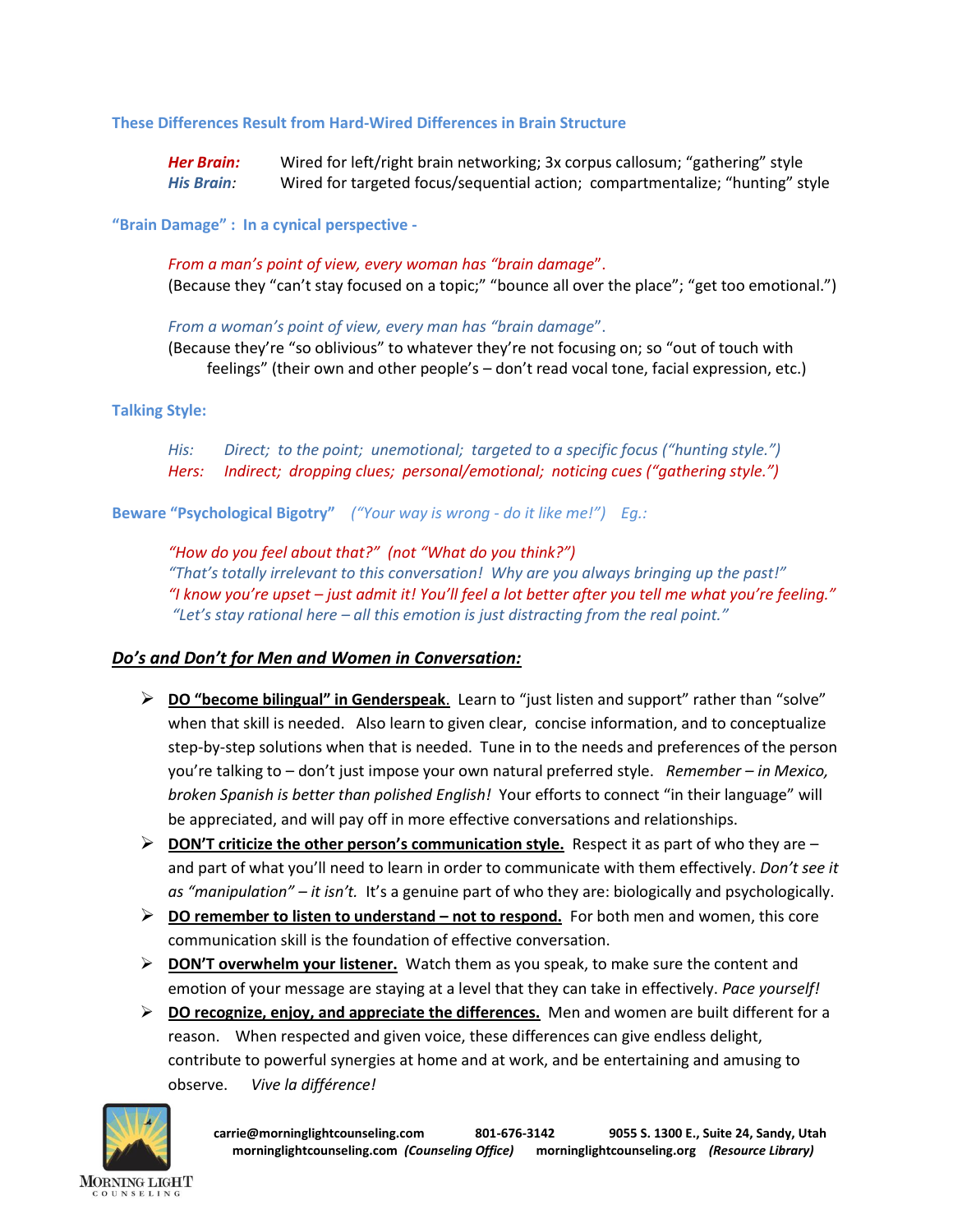### These Differences Result from Hard-Wired Differences in Brain Structure

| | |
|---|---|
| ***Her Brain:*** | Wired for left/right brain networking; 3x corpus callosum; "gathering" style |
| ***His Brain:*** | Wired for targeted focus/sequential action; compartmentalize; "hunting" style |

### "Brain Damage" : In a cynical perspective -

*From a man's point of view, every woman has "brain damage".*
(Because they "can't stay focused on a topic;" "bounce all over the place"; "get too emotional.")

*From a woman's point of view, every man has "brain damage".*
(Because they're "so oblivious" to whatever they're not focusing on; so "out of touch with feelings" (their own and other people's – don't read vocal tone, facial expression, etc.)

### Talking Style:

*His:* *Direct; to the point; unemotional; targeted to a specific focus ("hunting style.")*
*Hers:* *Indirect; dropping clues; personal/emotional; noticing cues ("gathering style.")*

### Beware "Psychological Bigotry" *("Your way is wrong - do it like me!") Eg.:*

*"How do you feel about that?" (not "What do you think?")*
*"That's totally irrelevant to this conversation! Why are you always bringing up the past!"*
*"I know you're upset – just admit it! You'll feel a lot better after you tell me what you're feeling."*
*"Let's stay rational here – all this emotion is just distracting from the real point."*

## ***Do's and Don't for Men and Women in Conversation:***

- **DO "become bilingual" in Genderspeak.** Learn to "just listen and support" rather than "solve" when that skill is needed. Also learn to given clear, concise information, and to conceptualize step-by-step solutions when that is needed. Tune in to the needs and preferences of the person you're talking to – don't just impose your own natural preferred style. *Remember – in Mexico, broken Spanish is better than polished English!* Your efforts to connect "in their language" will be appreciated, and will pay off in more effective conversations and relationships.
- **DON'T criticize the other person's communication style.** Respect it as part of who they are – and part of what you'll need to learn in order to communicate with them effectively. *Don't see it as "manipulation" – it isn't.* It's a genuine part of who they are: biologically and psychologically.
- **DO remember to listen to understand – not to respond.** For both men and women, this core communication skill is the foundation of effective conversation.
- **DON'T overwhelm your listener.** Watch them as you speak, to make sure the content and emotion of your message are staying at a level that they can take in effectively. *Pace yourself!*
- **DO recognize, enjoy, and appreciate the differences.** Men and women are built different for a reason. When respected and given voice, these differences can give endless delight, contribute to powerful synergies at home and at work, and be entertaining and amusing to observe. *Vive la différence!*

MORNING LIGHT COUNSELING

**carrie@morninglightcounseling.com** **801-676-3142** **9055 S. 1300 E., Suite 24, Sandy, Utah**
**morninglightcounseling.com *(Counseling Office)*** **morninglightcounseling.org *(Resource Library)***